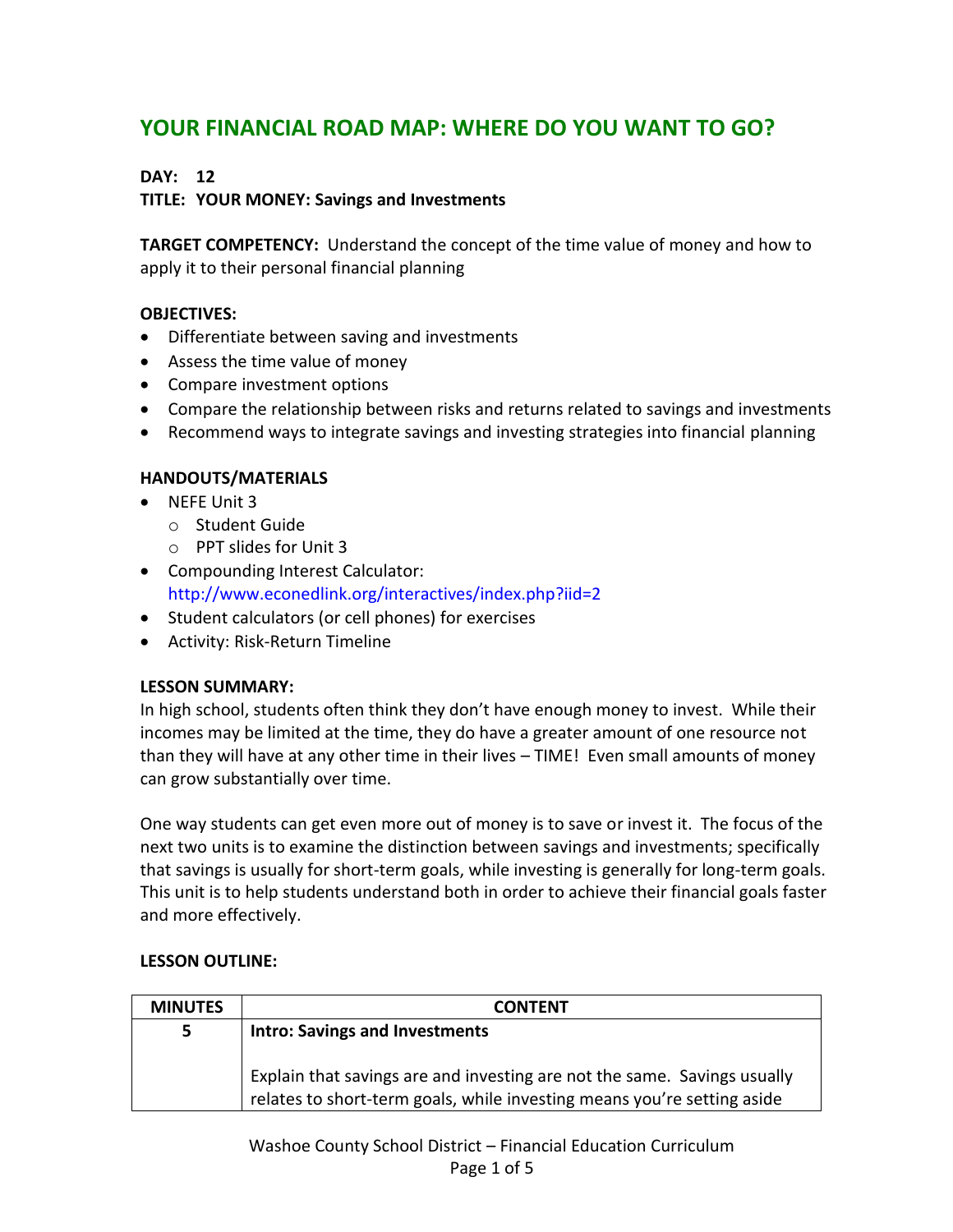# YOUR FINANCIAL ROAD MAP: WHERE DO YOU WANT TO GO?

**DAY: 12**
**TITLE: YOUR MONEY: Savings and Investments**

**TARGET COMPETENCY:** Understand the concept of the time value of money and how to apply it to their personal financial planning

**OBJECTIVES:**

- Differentiate between saving and investments
- Assess the time value of money
- Compare investment options
- Compare the relationship between risks and returns related to savings and investments
- Recommend ways to integrate savings and investing strategies into financial planning

**HANDOUTS/MATERIALS**

- NEFE Unit 3
  - Student Guide
  - PPT slides for Unit 3
- Compounding Interest Calculator: http://www.econedlink.org/interactives/index.php?iid=2
- Student calculators (or cell phones) for exercises
- Activity: Risk-Return Timeline

**LESSON SUMMARY:**

In high school, students often think they don't have enough money to invest. While their incomes may be limited at the time, they do have a greater amount of one resource not than they will have at any other time in their lives – TIME! Even small amounts of money can grow substantially over time.

One way students can get even more out of money is to save or invest it. The focus of the next two units is to examine the distinction between savings and investments; specifically that savings is usually for short-term goals, while investing is generally for long-term goals. This unit is to help students understand both in order to achieve their financial goals faster and more effectively.

**LESSON OUTLINE:**

| MINUTES | CONTENT |
|---|---|
| 5 | **Intro: Savings and Investments**<br><br>Explain that savings are and investing are not the same. Savings usually relates to short-term goals, while investing means you're setting aside |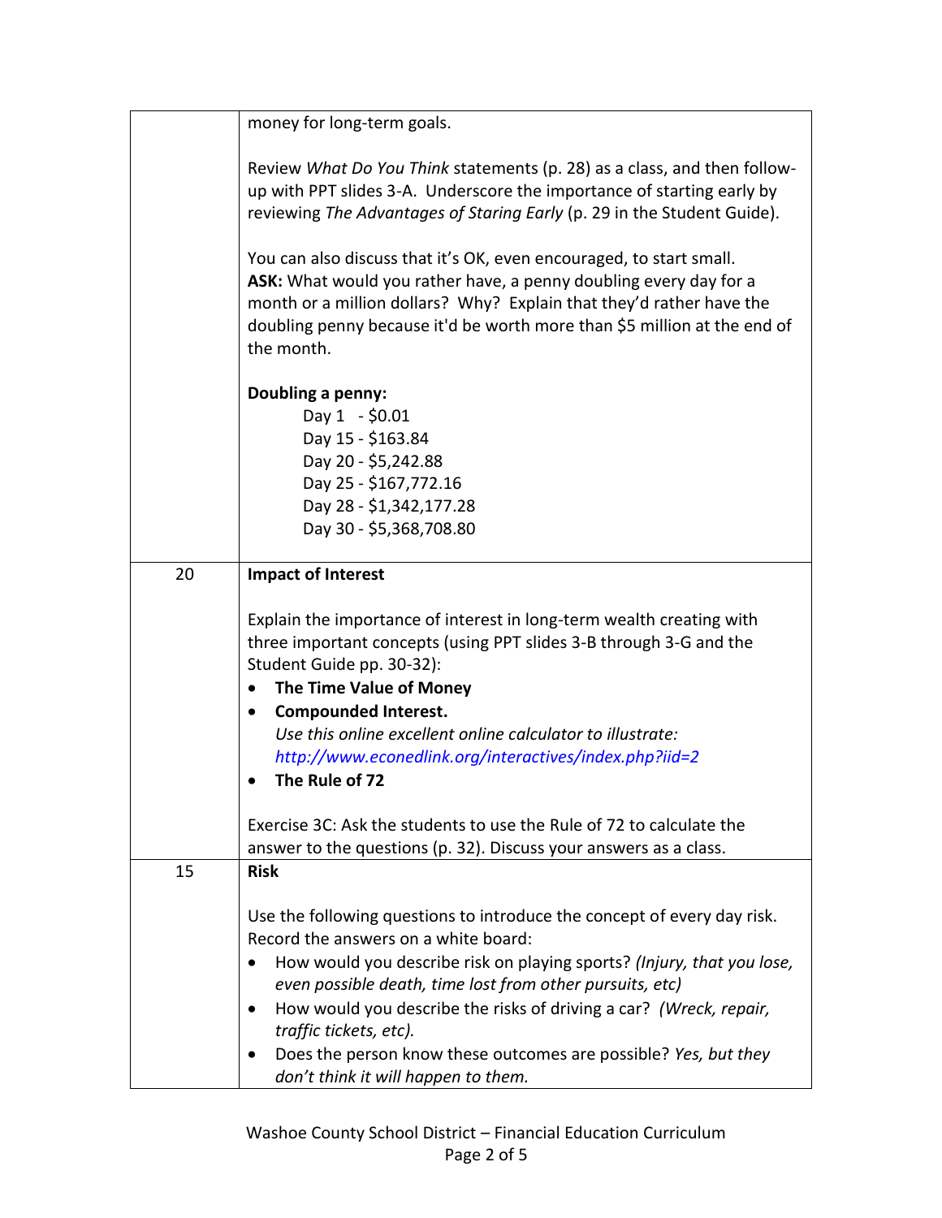| | |
|---|---|
| | money for long-term goals.<br><br>Review *What Do You Think* statements (p. 28) as a class, and then follow-up with PPT slides 3-A. Underscore the importance of starting early by reviewing *The Advantages of Staring Early* (p. 29 in the Student Guide).<br><br>You can also discuss that it's OK, even encouraged, to start small. **ASK:** What would you rather have, a penny doubling every day for a month or a million dollars? Why? Explain that they'd rather have the doubling penny because it'd be worth more than $5 million at the end of the month.<br><br>**Doubling a penny:**<br>Day 1 - $0.01<br>Day 15 - $163.84<br>Day 20 - $5,242.88<br>Day 25 - $167,772.16<br>Day 28 - $1,342,177.28<br>Day 30 - $5,368,708.80 |
| 20 | **Impact of Interest**<br><br>Explain the importance of interest in long-term wealth creating with three important concepts (using PPT slides 3-B through 3-G and the Student Guide pp. 30-32):<br>• **The Time Value of Money**<br>• **Compounded Interest.**<br>*Use this online excellent online calculator to illustrate:*<br>*http://www.econedlink.org/interactives/index.php?iid=2*<br>• **The Rule of 72**<br><br>Exercise 3C: Ask the students to use the Rule of 72 to calculate the answer to the questions (p. 32). Discuss your answers as a class. |
| 15 | **Risk**<br><br>Use the following questions to introduce the concept of every day risk. Record the answers on a white board:<br>• How would you describe risk on playing sports? *(Injury, that you lose, even possible death, time lost from other pursuits, etc)*<br>• How would you describe the risks of driving a car? *(Wreck, repair, traffic tickets, etc).*<br>• Does the person know these outcomes are possible? *Yes, but they don't think it will happen to them.* |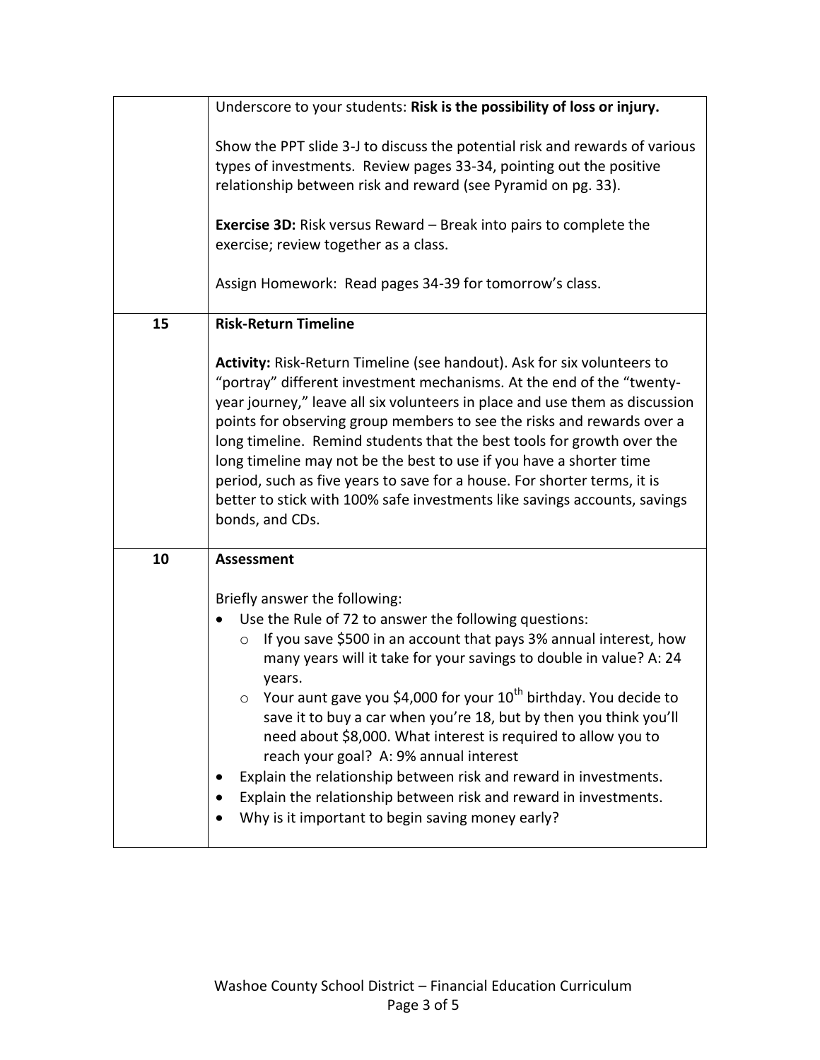| | |
|---|---|
| | Underscore to your students: **Risk is the possibility of loss or injury.**<br><br>Show the PPT slide 3-J to discuss the potential risk and rewards of various types of investments. Review pages 33-34, pointing out the positive relationship between risk and reward (see Pyramid on pg. 33).<br><br>**Exercise 3D:** Risk versus Reward – Break into pairs to complete the exercise; review together as a class.<br><br>Assign Homework: Read pages 34-39 for tomorrow's class. |
| **15** | **Risk-Return Timeline**<br><br>**Activity:** Risk-Return Timeline (see handout). Ask for six volunteers to "portray" different investment mechanisms. At the end of the "twenty-year journey," leave all six volunteers in place and use them as discussion points for observing group members to see the risks and rewards over a long timeline. Remind students that the best tools for growth over the long timeline may not be the best to use if you have a shorter time period, such as five years to save for a house. For shorter terms, it is better to stick with 100% safe investments like savings accounts, savings bonds, and CDs. |
| **10** | **Assessment**<br><br>Briefly answer the following:<br>• Use the Rule of 72 to answer the following questions:<br>&nbsp;&nbsp;&nbsp;&nbsp;o If you save $500 in an account that pays 3% annual interest, how many years will it take for your savings to double in value? A: 24 years.<br>&nbsp;&nbsp;&nbsp;&nbsp;o Your aunt gave you $4,000 for your 10th birthday. You decide to save it to buy a car when you're 18, but by then you think you'll need about $8,000. What interest is required to allow you to reach your goal? A: 9% annual interest<br>• Explain the relationship between risk and reward in investments.<br>• Explain the relationship between risk and reward in investments.<br>• Why is it important to begin saving money early? |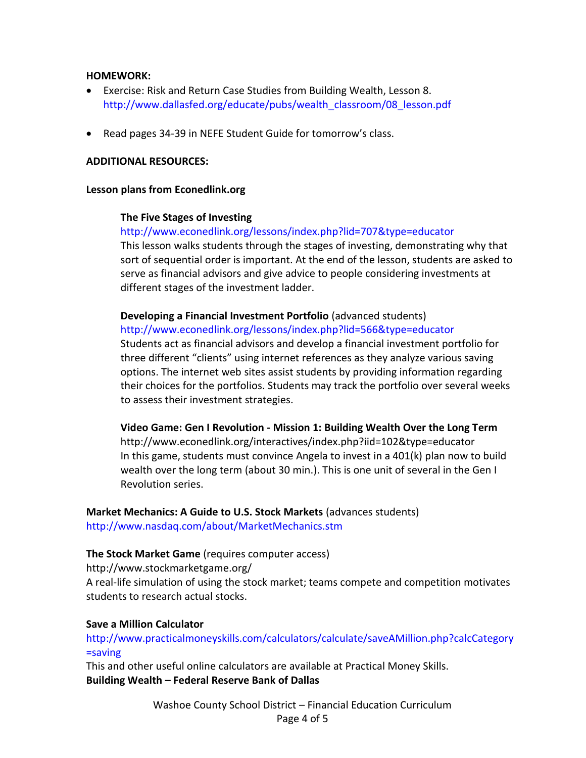**HOMEWORK:**

- Exercise: Risk and Return Case Studies from Building Wealth, Lesson 8. http://www.dallasfed.org/educate/pubs/wealth_classroom/08_lesson.pdf

- Read pages 34-39 in NEFE Student Guide for tomorrow's class.

**ADDITIONAL RESOURCES:**

**Lesson plans from Econedlink.org**

**The Five Stages of Investing**
http://www.econedlink.org/lessons/index.php?lid=707&type=educator
This lesson walks students through the stages of investing, demonstrating why that sort of sequential order is important. At the end of the lesson, students are asked to serve as financial advisors and give advice to people considering investments at different stages of the investment ladder.

**Developing a Financial Investment Portfolio** (advanced students)
http://www.econedlink.org/lessons/index.php?lid=566&type=educator
Students act as financial advisors and develop a financial investment portfolio for three different "clients" using internet references as they analyze various saving options. The internet web sites assist students by providing information regarding their choices for the portfolios. Students may track the portfolio over several weeks to assess their investment strategies.

**Video Game: Gen I Revolution - Mission 1: Building Wealth Over the Long Term**
http://www.econedlink.org/interactives/index.php?iid=102&type=educator
In this game, students must convince Angela to invest in a 401(k) plan now to build wealth over the long term (about 30 min.). This is one unit of several in the Gen I Revolution series.

**Market Mechanics: A Guide to U.S. Stock Markets** (advances students)
http://www.nasdaq.com/about/MarketMechanics.stm

**The Stock Market Game** (requires computer access)
http://www.stockmarketgame.org/
A real-life simulation of using the stock market; teams compete and competition motivates students to research actual stocks.

**Save a Million Calculator**
http://www.practicalmoneyskills.com/calculators/calculate/saveAMillion.php?calcCategory=saving
This and other useful online calculators are available at Practical Money Skills.
**Building Wealth – Federal Reserve Bank of Dallas**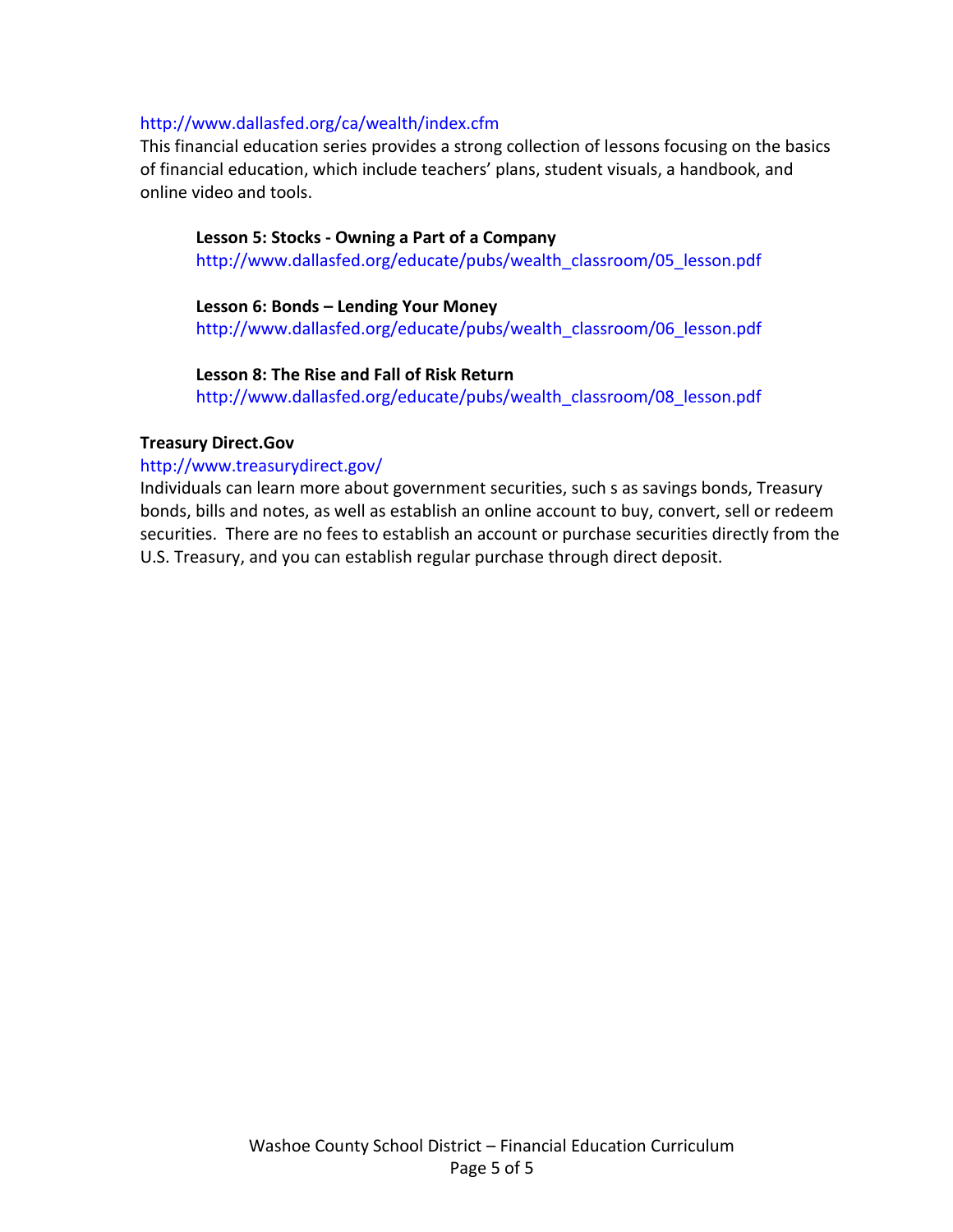http://www.dallasfed.org/ca/wealth/index.cfm

This financial education series provides a strong collection of lessons focusing on the basics of financial education, which include teachers' plans, student visuals, a handbook, and online video and tools.

**Lesson 5: Stocks - Owning a Part of a Company**
http://www.dallasfed.org/educate/pubs/wealth_classroom/05_lesson.pdf

**Lesson 6: Bonds – Lending Your Money**
http://www.dallasfed.org/educate/pubs/wealth_classroom/06_lesson.pdf

**Lesson 8: The Rise and Fall of Risk Return**
http://www.dallasfed.org/educate/pubs/wealth_classroom/08_lesson.pdf

**Treasury Direct.Gov**
http://www.treasurydirect.gov/

Individuals can learn more about government securities, such s as savings bonds, Treasury bonds, bills and notes, as well as establish an online account to buy, convert, sell or redeem securities. There are no fees to establish an account or purchase securities directly from the U.S. Treasury, and you can establish regular purchase through direct deposit.